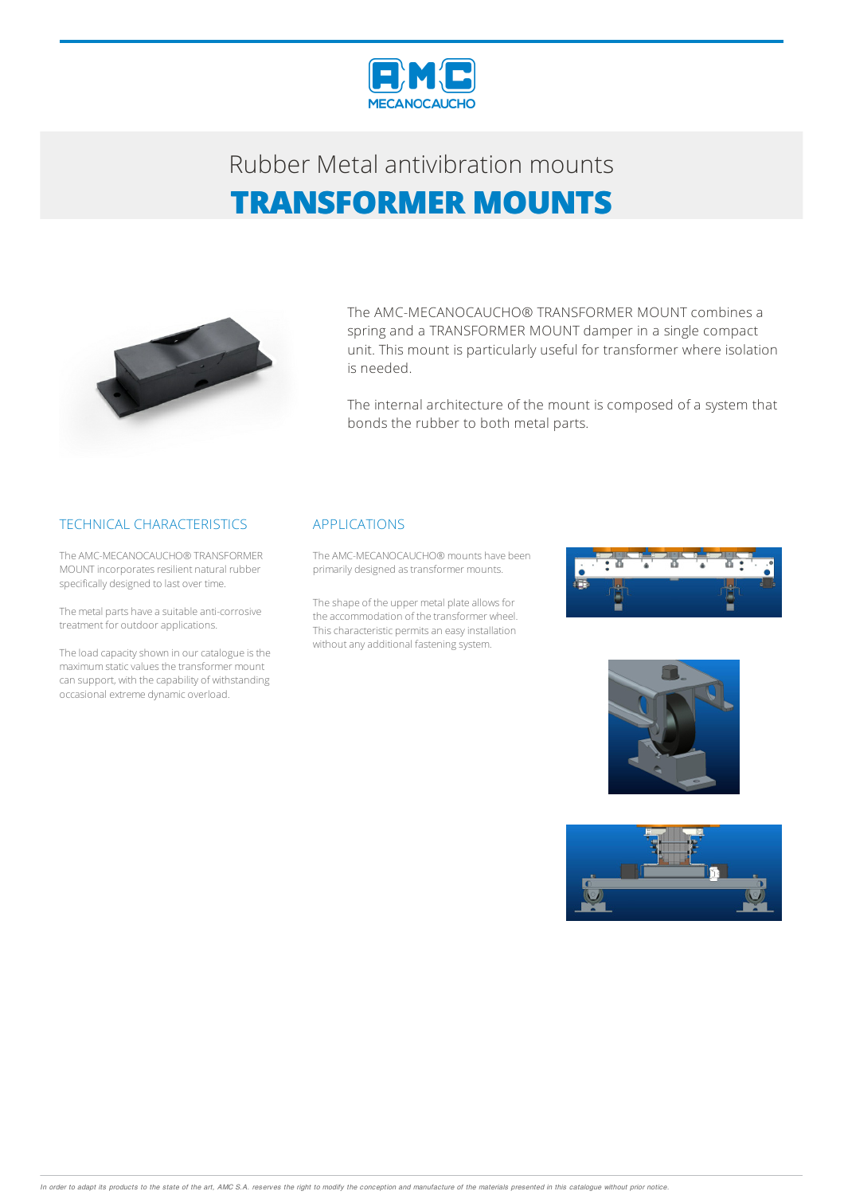# Rubber Metal antivibration mounts

# TRANSFORMER MOUNTS

The AMC-MECANOCAUCHO® TRANSFORMER MOUNT combines a spring and a TRANSFORMER MOUNT damper in a single compact unit. This mount is particularly useful for transformer where isolation is needed.

The internal architecture of the mount is composed of a system that bonds the rubber to both metal parts.

## TECHNICAL CHARACTERISTICS

The AMC-MECANOCAUCHO® TRANSFORMER MOUNT incorporates resilient natural rubber specifically designed to last over time.

The metal parts have a suitable anti-corrosive treatment for outdoor applications.

The load capacity shown in our catalogue is the maximum static values the transformer mount can support, with the capability of withstanding occasional extreme dynamic overload.

## APPLICATIONS

The AMC-MECANOCAUCHO® mounts have been primarily designed as transformer mounts.

The shape of the upper metal plate allows for the accommodation of the transformer wheel. This characteristic permits an easy installation without any additional fastening system.

*In order to adapt its products to the state of the art, AMC S.A. reserves the right to modify the conception and manufacture of the materials presented in this catalogue without prior notice.*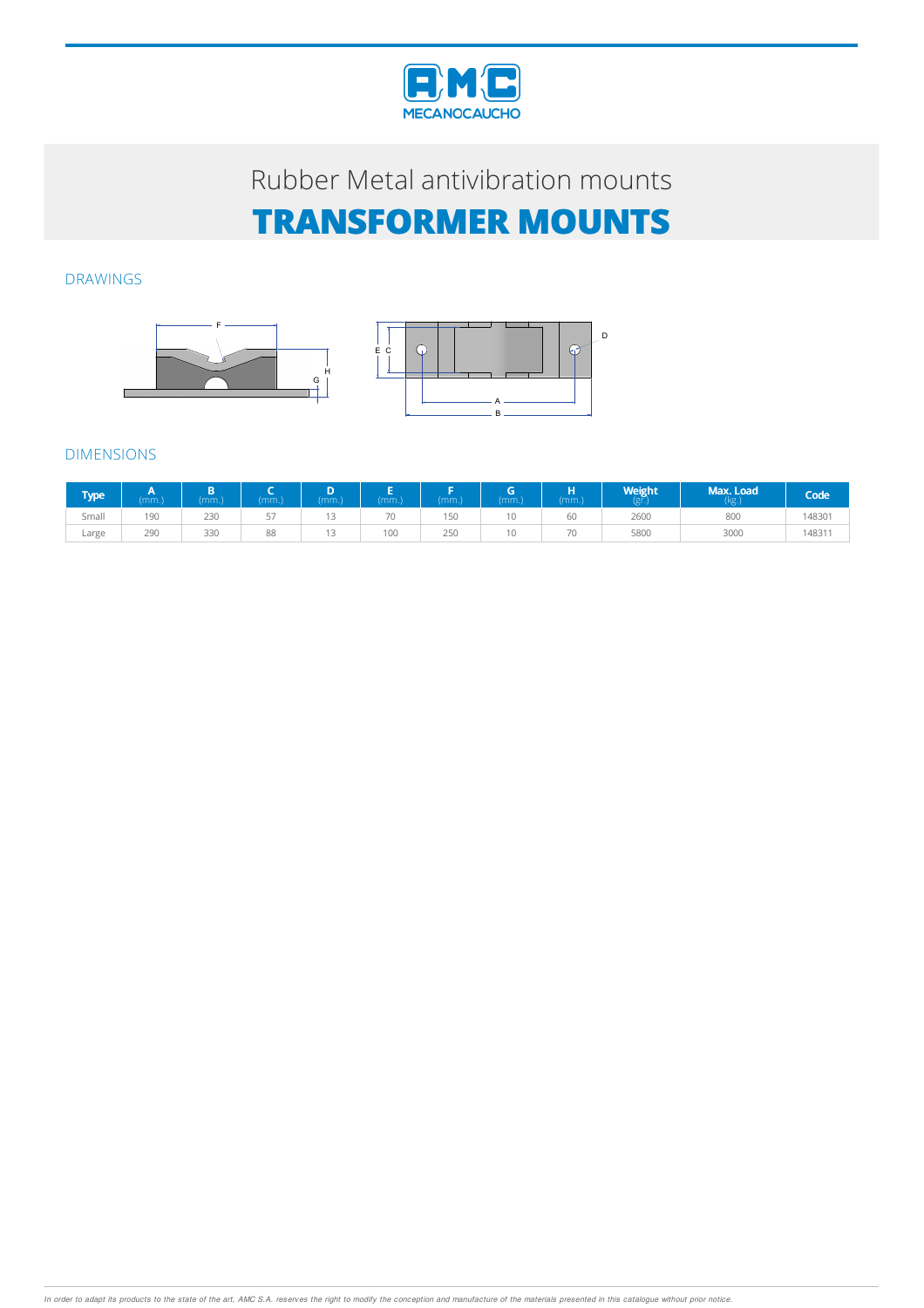# Rubber Metal antivibration mounts

## TRANSFORMER MOUNTS

### DRAWINGS

### DIMENSIONS

| Type | A (mm.) | B (mm.) | C (mm.) | D (mm.) | E (mm.) | F (mm.) | G (mm.) | H (mm.) | Weight (gr.) | Max. Load (kg.) | Code |
|---|---|---|---|---|---|---|---|---|---|---|---|
| Small | 190 | 230 | 57 | 13 | 70 | 150 | 10 | 60 | 2600 | 800 | 148301 |
| Large | 290 | 330 | 88 | 13 | 100 | 250 | 10 | 70 | 5800 | 3000 | 148311 |

*In order to adapt its products to the state of the art, AMC S.A. reserves the right to modify the conception and manufacture of the materials presented in this catalogue without prior notice.*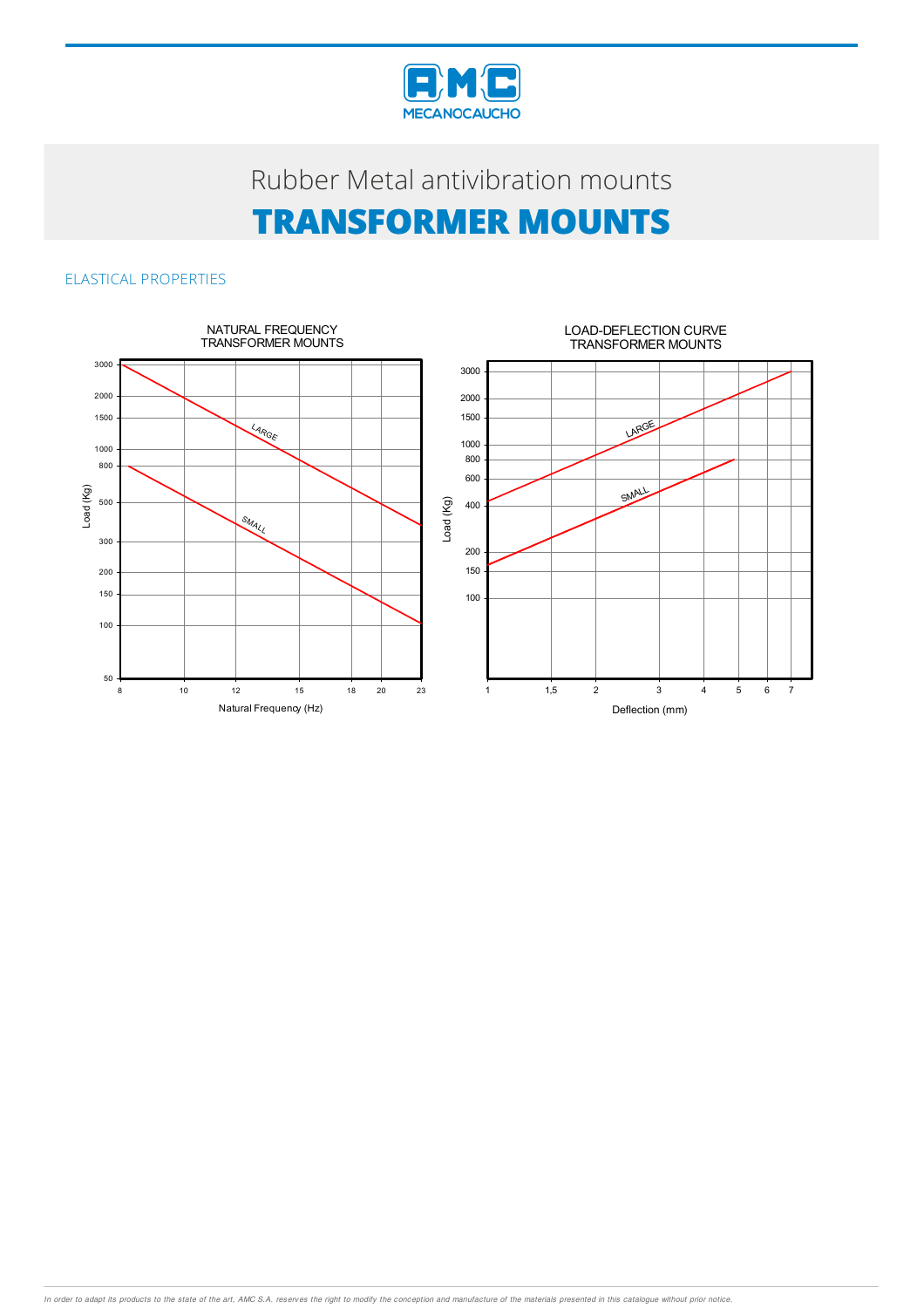MECANOCAUCHO

Rubber Metal antivibration mounts

# TRANSFORMER MOUNTS

## ELASTICAL PROPERTIES

NATURAL FREQUENCY
TRANSFORMER MOUNTS

Load (Kg)

3000
2000
1500
1000
800
500
300
200
150
100
50

LARGE

SMALL

8
10
12
15
18
20
23

Natural Frequency (Hz)

LOAD-DEFLECTION CURVE
TRANSFORMER MOUNTS

Load (Kg)

3000
2000
1500
1000
800
600
400
200
150
100

LARGE

SMALL

1
1,5
2
3
4
5
6
7

Deflection (mm)

*In order to adapt its products to the state of the art, AMC S.A. reserves the right to modify the conception and manufacture of the materials presented in this catalogue without prior notice.*